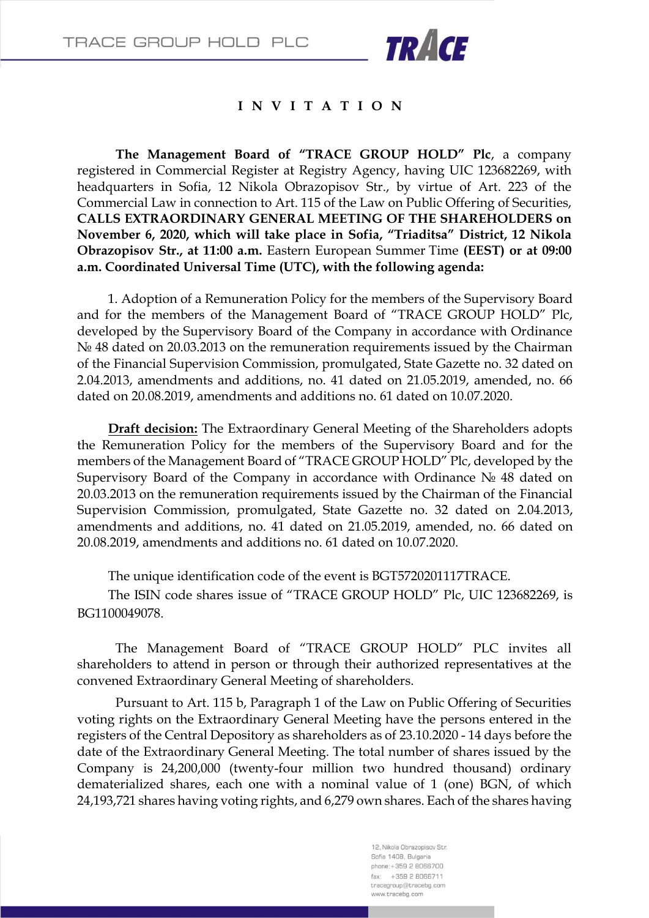# I N V I T A T I O N

**The Management Board of "TRACE GROUP HOLD" Plc**, a company registered in Commercial Register at Registry Agency, having UIC 123682269, with headquarters in Sofia, 12 Nikola Obrazopisov Str., by virtue of Art. 223 of the Commercial Law in connection to Art. 115 of the Law on Public Offering of Securities, **CALLS EXTRAORDINARY GENERAL MEETING OF THE SHAREHOLDERS on November 6, 2020, which will take place in Sofia, "Triaditsa" District, 12 Nikola Obrazopisov Str., at 11:00 a.m.** Eastern European Summer Time **(EEST) or at 09:00 a.m. Coordinated Universal Time (UTC), with the following agenda:**

1. Adoption of a Remuneration Policy for the members of the Supervisory Board and for the members of the Management Board of "TRACE GROUP HOLD" Plc, developed by the Supervisory Board of the Company in accordance with Ordinance № 48 dated on 20.03.2013 on the remuneration requirements issued by the Chairman of the Financial Supervision Commission, promulgated, State Gazette no. 32 dated on 2.04.2013, amendments and additions, no. 41 dated on 21.05.2019, amended, no. 66 dated on 20.08.2019, amendments and additions no. 61 dated on 10.07.2020.

**Draft decision:** The Extraordinary General Meeting of the Shareholders adopts the Remuneration Policy for the members of the Supervisory Board and for the members of the Management Board of "TRACE GROUP HOLD" Plc, developed by the Supervisory Board of the Company in accordance with Ordinance № 48 dated on 20.03.2013 on the remuneration requirements issued by the Chairman of the Financial Supervision Commission, promulgated, State Gazette no. 32 dated on 2.04.2013, amendments and additions, no. 41 dated on 21.05.2019, amended, no. 66 dated on 20.08.2019, amendments and additions no. 61 dated on 10.07.2020.

The unique identification code of the event is BGT5720201117TRACE.

The ISIN code shares issue of "TRACE GROUP HOLD" Plc, UIC 123682269, is BG1100049078.

The Management Board of "TRACE GROUP HOLD" PLC invites all shareholders to attend in person or through their authorized representatives at the convened Extraordinary General Meeting of shareholders.

Pursuant to Art. 115 b, Paragraph 1 of the Law on Public Offering of Securities voting rights on the Extraordinary General Meeting have the persons entered in the registers of the Central Depository as shareholders as of 23.10.2020 - 14 days before the date of the Extraordinary General Meeting. The total number of shares issued by the Company is 24,200,000 (twenty-four million two hundred thousand) ordinary dematerialized shares, each one with a nominal value of 1 (one) BGN, of which 24,193,721 shares having voting rights, and 6,279 own shares. Each of the shares having

12, Nikola Obrazopisov Str.
Sofia 1408, Bulgaria
phone: +359 2 8066700
fax: +359 2 8066711
tracegroup@tracebg.com
www.tracebg.com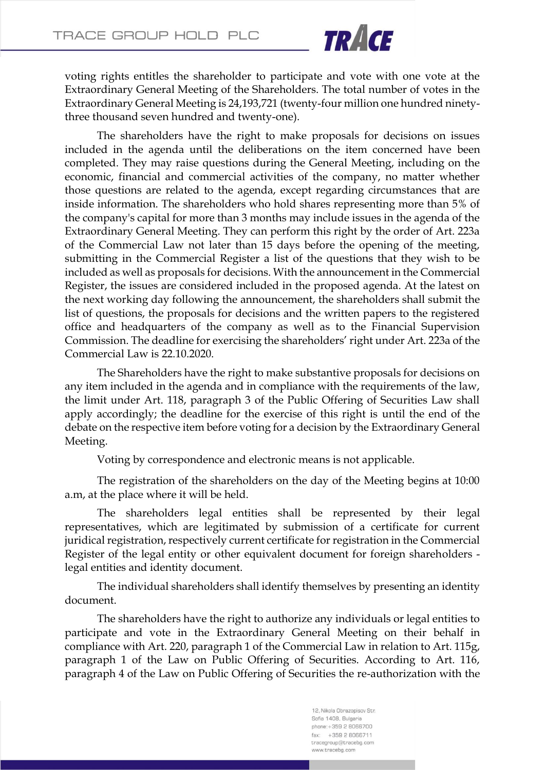voting rights entitles the shareholder to participate and vote with one vote at the Extraordinary General Meeting of the Shareholders. The total number of votes in the Extraordinary General Meeting is 24,193,721 (twenty-four million one hundred ninety-three thousand seven hundred and twenty-one).

The shareholders have the right to make proposals for decisions on issues included in the agenda until the deliberations on the item concerned have been completed. They may raise questions during the General Meeting, including on the economic, financial and commercial activities of the company, no matter whether those questions are related to the agenda, except regarding circumstances that are inside information. The shareholders who hold shares representing more than 5% of the company's capital for more than 3 months may include issues in the agenda of the Extraordinary General Meeting. They can perform this right by the order of Art. 223a of the Commercial Law not later than 15 days before the opening of the meeting, submitting in the Commercial Register a list of the questions that they wish to be included as well as proposals for decisions. With the announcement in the Commercial Register, the issues are considered included in the proposed agenda. At the latest on the next working day following the announcement, the shareholders shall submit the list of questions, the proposals for decisions and the written papers to the registered office and headquarters of the company as well as to the Financial Supervision Commission. The deadline for exercising the shareholders' right under Art. 223a of the Commercial Law is 22.10.2020.

The Shareholders have the right to make substantive proposals for decisions on any item included in the agenda and in compliance with the requirements of the law, the limit under Art. 118, paragraph 3 of the Public Offering of Securities Law shall apply accordingly; the deadline for the exercise of this right is until the end of the debate on the respective item before voting for a decision by the Extraordinary General Meeting.

Voting by correspondence and electronic means is not applicable.

The registration of the shareholders on the day of the Meeting begins at 10:00 a.m, at the place where it will be held.

The shareholders legal entities shall be represented by their legal representatives, which are legitimated by submission of a certificate for current juridical registration, respectively current certificate for registration in the Commercial Register of the legal entity or other equivalent document for foreign shareholders - legal entities and identity document.

The individual shareholders shall identify themselves by presenting an identity document.

The shareholders have the right to authorize any individuals or legal entities to participate and vote in the Extraordinary General Meeting on their behalf in compliance with Art. 220, paragraph 1 of the Commercial Law in relation to Art. 115g, paragraph 1 of the Law on Public Offering of Securities. According to Art. 116, paragraph 4 of the Law on Public Offering of Securities the re-authorization with the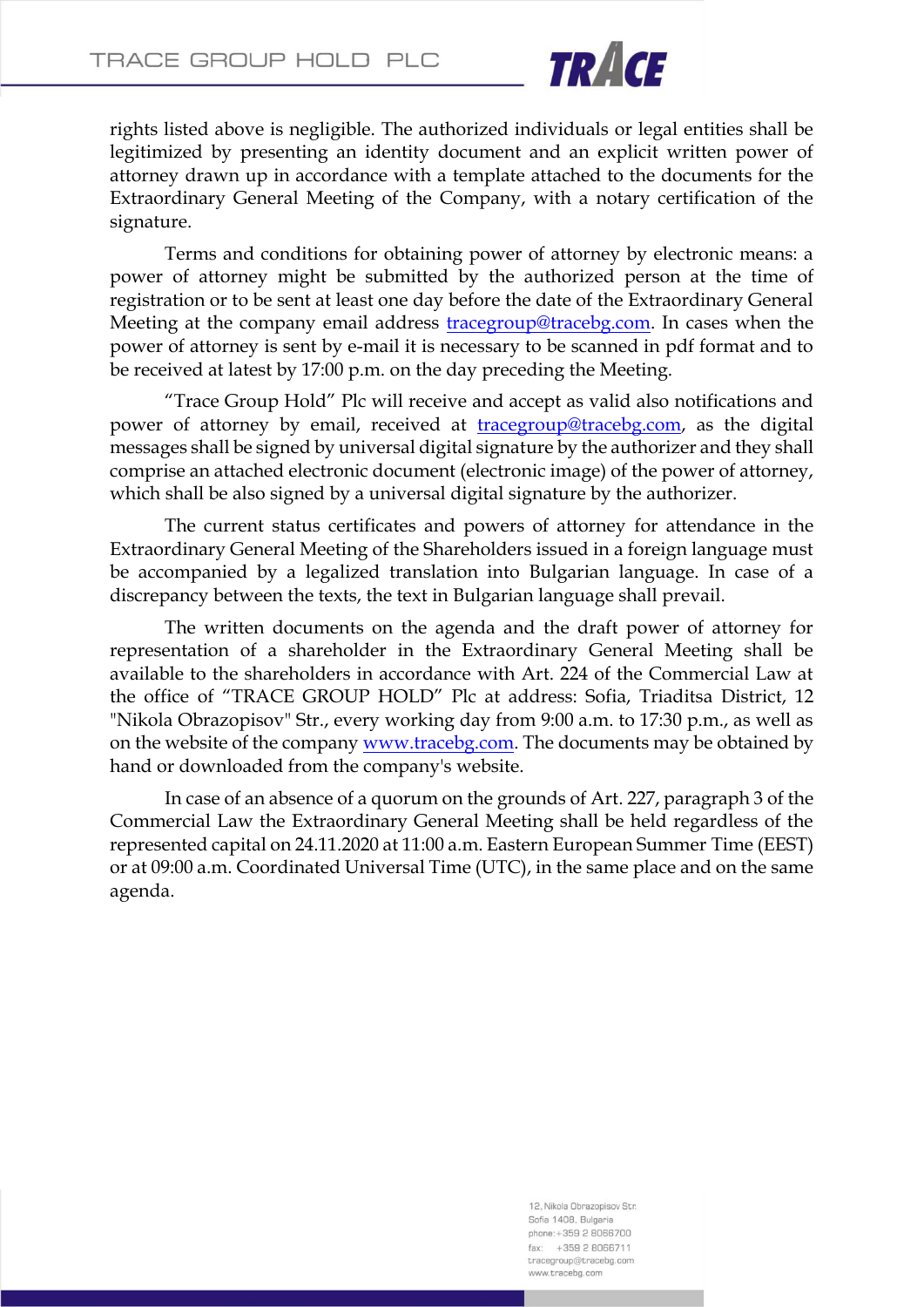rights listed above is negligible. The authorized individuals or legal entities shall be legitimized by presenting an identity document and an explicit written power of attorney drawn up in accordance with a template attached to the documents for the Extraordinary General Meeting of the Company, with a notary certification of the signature.

Terms and conditions for obtaining power of attorney by electronic means: a power of attorney might be submitted by the authorized person at the time of registration or to be sent at least one day before the date of the Extraordinary General Meeting at the company email address tracegroup@tracebg.com. In cases when the power of attorney is sent by e-mail it is necessary to be scanned in pdf format and to be received at latest by 17:00 p.m. on the day preceding the Meeting.

"Trace Group Hold" Plc will receive and accept as valid also notifications and power of attorney by email, received at tracegroup@tracebg.com, as the digital messages shall be signed by universal digital signature by the authorizer and they shall comprise an attached electronic document (electronic image) of the power of attorney, which shall be also signed by a universal digital signature by the authorizer.

The current status certificates and powers of attorney for attendance in the Extraordinary General Meeting of the Shareholders issued in a foreign language must be accompanied by a legalized translation into Bulgarian language. In case of a discrepancy between the texts, the text in Bulgarian language shall prevail.

The written documents on the agenda and the draft power of attorney for representation of a shareholder in the Extraordinary General Meeting shall be available to the shareholders in accordance with Art. 224 of the Commercial Law at the office of "TRACE GROUP HOLD" Plc at address: Sofia, Triaditsa District, 12 "Nikola Obrazopisov" Str., every working day from 9:00 a.m. to 17:30 p.m., as well as on the website of the company www.tracebg.com. The documents may be obtained by hand or downloaded from the company's website.

In case of an absence of a quorum on the grounds of Art. 227, paragraph 3 of the Commercial Law the Extraordinary General Meeting shall be held regardless of the represented capital on 24.11.2020 at 11:00 a.m. Eastern European Summer Time (EEST) or at 09:00 a.m. Coordinated Universal Time (UTC), in the same place and on the same agenda.